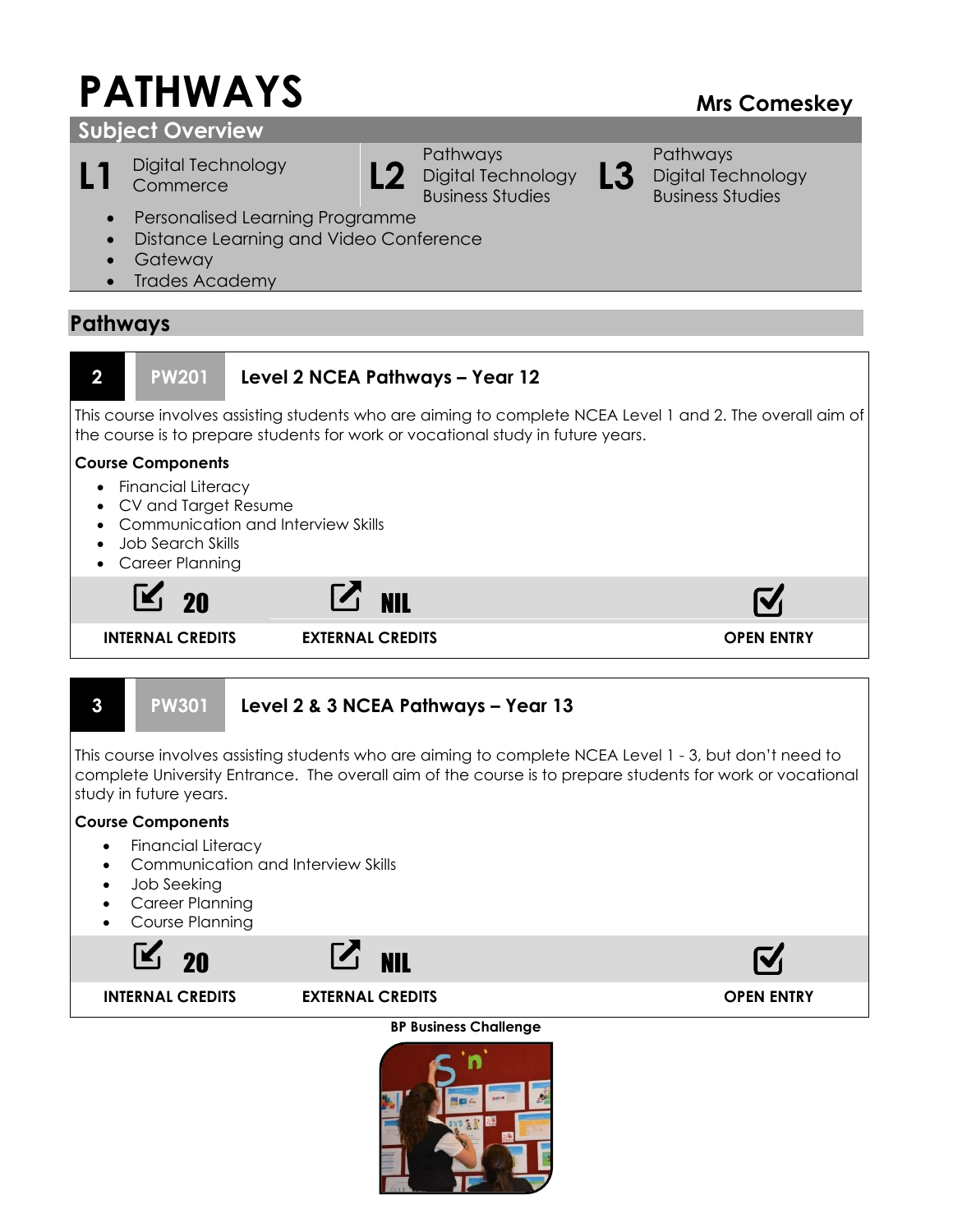# PATHWAYS

**Mrs Comeskey**

## Subject Overview

| L1 | L2 | L3 |
|---|---|---|
| Digital Technology<br>Commerce | Pathways<br>Digital Technology<br>Business Studies | Pathways<br>Digital Technology<br>Business Studies |

- Personalised Learning Programme
- Distance Learning and Video Conference
- Gateway
- Trades Academy

## Pathways

### 2 PW201 Level 2 NCEA Pathways – Year 12

This course involves assisting students who are aiming to complete NCEA Level 1 and 2. The overall aim of the course is to prepare students for work or vocational study in future years.

**Course Components**

- Financial Literacy
- CV and Target Resume
- Communication and Interview Skills
- Job Search Skills
- Career Planning

| INTERNAL CREDITS | EXTERNAL CREDITS | OPEN ENTRY |
|---|---|---|
| 20 | NIL | ✓ |

### 3 PW301 Level 2 & 3 NCEA Pathways – Year 13

This course involves assisting students who are aiming to complete NCEA Level 1 - 3, but don't need to complete University Entrance. The overall aim of the course is to prepare students for work or vocational study in future years.

**Course Components**

- Financial Literacy
- Communication and Interview Skills
- Job Seeking
- Career Planning
- Course Planning

| INTERNAL CREDITS | EXTERNAL CREDITS | OPEN ENTRY |
|---|---|---|
| 20 | NIL | ✓ |

**BP Business Challenge**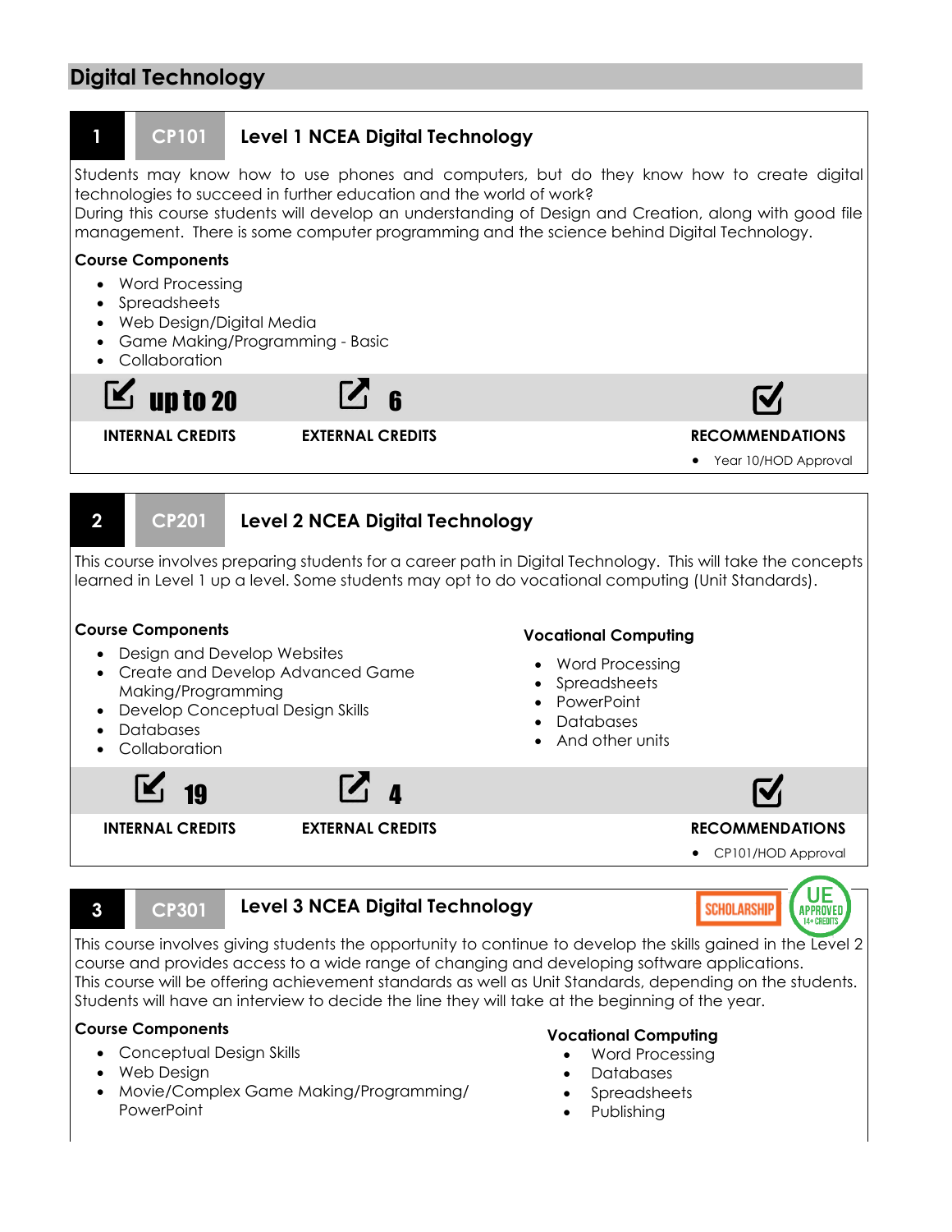## Digital Technology

### 1 | CP101 | Level 1 NCEA Digital Technology

Students may know how to use phones and computers, but do they know how to create digital technologies to succeed in further education and the world of work?
During this course students will develop an understanding of Design and Creation, along with good file management. There is some computer programming and the science behind Digital Technology.

**Course Components**

- Word Processing
- Spreadsheets
- Web Design/Digital Media
- Game Making/Programming - Basic
- Collaboration

| INTERNAL CREDITS | EXTERNAL CREDITS | RECOMMENDATIONS |
|---|---|---|
| up to 20 | 6 | • Year 10/HOD Approval |

### 2 | CP201 | Level 2 NCEA Digital Technology

This course involves preparing students for a career path in Digital Technology. This will take the concepts learned in Level 1 up a level. Some students may opt to do vocational computing (Unit Standards).

**Course Components**

- Design and Develop Websites
- Create and Develop Advanced Game Making/Programming
- Develop Conceptual Design Skills
- Databases
- Collaboration

**Vocational Computing**

- Word Processing
- Spreadsheets
- PowerPoint
- Databases
- And other units

| INTERNAL CREDITS | EXTERNAL CREDITS | RECOMMENDATIONS |
|---|---|---|
| 19 | 4 | • CP101/HOD Approval |

### 3 | CP301 | Level 3 NCEA Digital Technology

SCHOLARSHIP | UE APPROVED 14+ CREDITS

This course involves giving students the opportunity to continue to develop the skills gained in the Level 2 course and provides access to a wide range of changing and developing software applications.
This course will be offering achievement standards as well as Unit Standards, depending on the students. Students will have an interview to decide the line they will take at the beginning of the year.

**Course Components**

- Conceptual Design Skills
- Web Design
- Movie/Complex Game Making/Programming/ PowerPoint

**Vocational Computing**

- Word Processing
- Databases
- Spreadsheets
- Publishing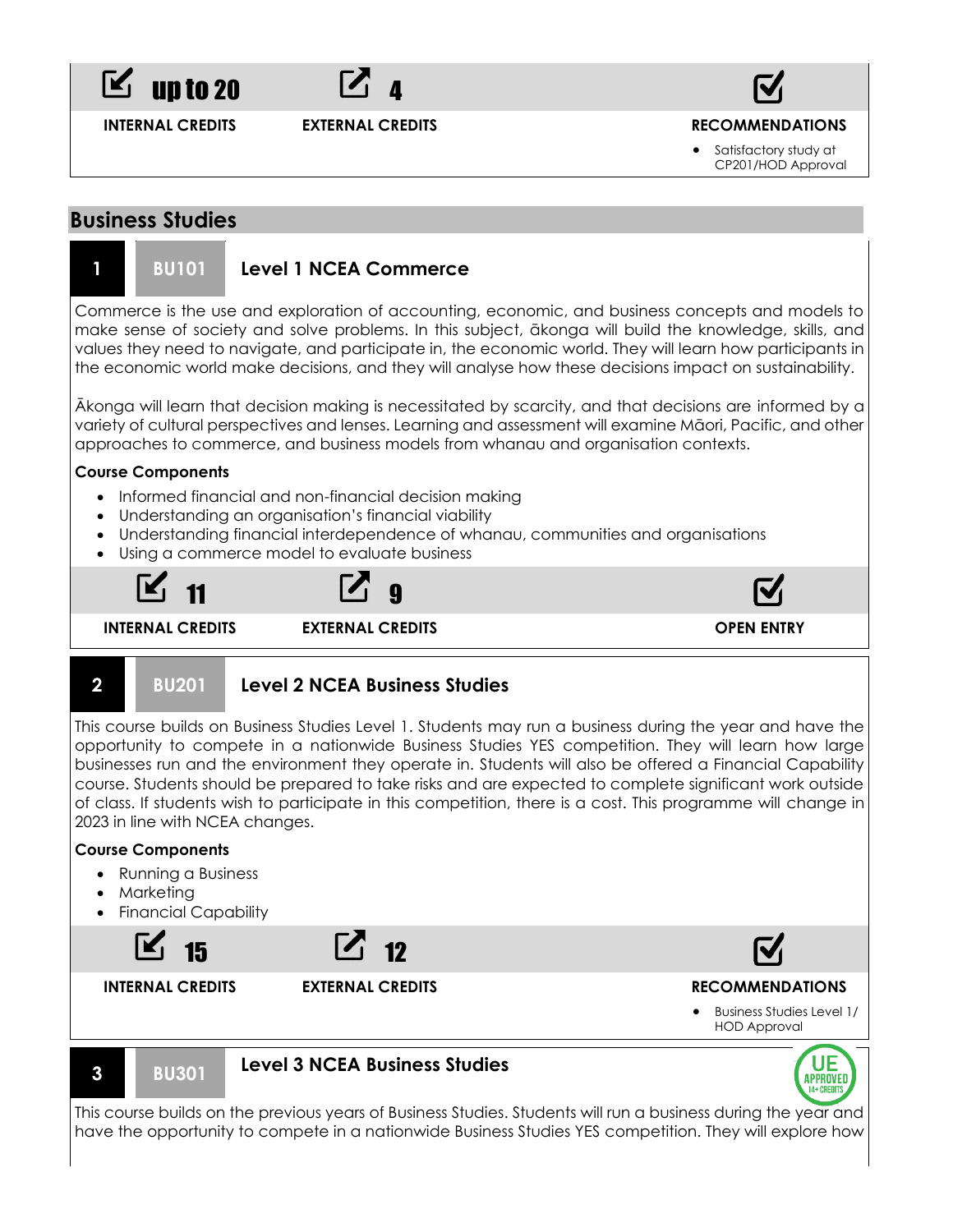| INTERNAL CREDITS | EXTERNAL CREDITS | RECOMMENDATIONS |
|---|---|---|
| up to 20 | 4 | • Satisfactory study at CP201/HOD Approval |

## Business Studies

### 1 BU101 Level 1 NCEA Commerce

Commerce is the use and exploration of accounting, economic, and business concepts and models to make sense of society and solve problems. In this subject, ākonga will build the knowledge, skills, and values they need to navigate, and participate in, the economic world. They will learn how participants in the economic world make decisions, and they will analyse how these decisions impact on sustainability.

Ākonga will learn that decision making is necessitated by scarcity, and that decisions are informed by a variety of cultural perspectives and lenses. Learning and assessment will examine Māori, Pacific, and other approaches to commerce, and business models from whanau and organisation contexts.

**Course Components**

- Informed financial and non-financial decision making
- Understanding an organisation's financial viability
- Understanding financial interdependence of whanau, communities and organisations
- Using a commerce model to evaluate business

| INTERNAL CREDITS | EXTERNAL CREDITS | OPEN ENTRY |
|---|---|---|
| 11 | 9 | |

### 2 BU201 Level 2 NCEA Business Studies

This course builds on Business Studies Level 1. Students may run a business during the year and have the opportunity to compete in a nationwide Business Studies YES competition. They will learn how large businesses run and the environment they operate in. Students will also be offered a Financial Capability course. Students should be prepared to take risks and are expected to complete significant work outside of class. If students wish to participate in this competition, there is a cost. This programme will change in 2023 in line with NCEA changes.

**Course Components**

- Running a Business
- Marketing
- Financial Capability

| INTERNAL CREDITS | EXTERNAL CREDITS | RECOMMENDATIONS |
|---|---|---|
| 15 | 12 | • Business Studies Level 1/ HOD Approval |

### 3 BU301 Level 3 NCEA Business Studies

UE APPROVED 14+ CREDITS

This course builds on the previous years of Business Studies. Students will run a business during the year and have the opportunity to compete in a nationwide Business Studies YES competition. They will explore how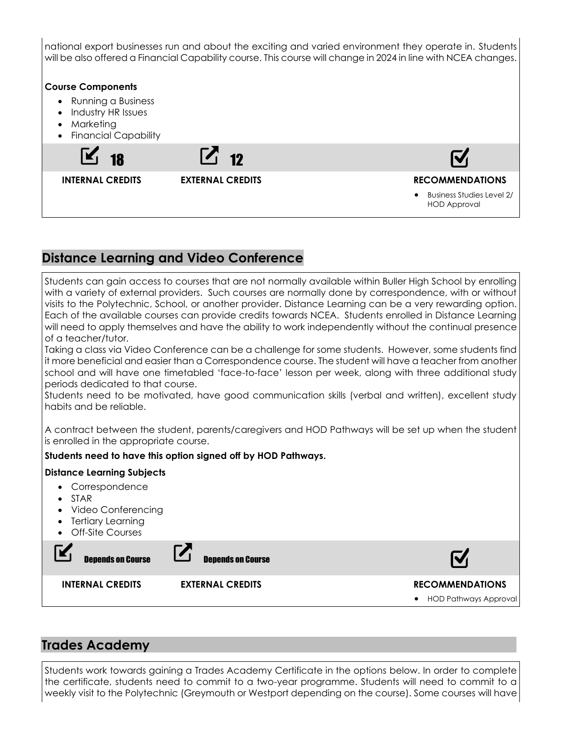national export businesses run and about the exciting and varied environment they operate in. Students will be also offered a Financial Capability course. This course will change in 2024 in line with NCEA changes.

**Course Components**

- Running a Business
- Industry HR Issues
- Marketing
- Financial Capability

| 18 | 12 | |
|---|---|---|
| **INTERNAL CREDITS** | **EXTERNAL CREDITS** | **RECOMMENDATIONS** |
| | | • Business Studies Level 2/ HOD Approval |

## Distance Learning and Video Conference

Students can gain access to courses that are not normally available within Buller High School by enrolling with a variety of external providers. Such courses are normally done by correspondence, with or without visits to the Polytechnic, School, or another provider. Distance Learning can be a very rewarding option. Each of the available courses can provide credits towards NCEA. Students enrolled in Distance Learning will need to apply themselves and have the ability to work independently without the continual presence of a teacher/tutor.

Taking a class via Video Conference can be a challenge for some students. However, some students find it more beneficial and easier than a Correspondence course. The student will have a teacher from another school and will have one timetabled 'face-to-face' lesson per week, along with three additional study periods dedicated to that course.

Students need to be motivated, have good communication skills (verbal and written), excellent study habits and be reliable.

A contract between the student, parents/caregivers and HOD Pathways will be set up when the student is enrolled in the appropriate course.

**Students need to have this option signed off by HOD Pathways.**

**Distance Learning Subjects**

- Correspondence
- STAR
- Video Conferencing
- Tertiary Learning
- Off-Site Courses

| Depends on Course | Depends on Course | |
|---|---|---|
| **INTERNAL CREDITS** | **EXTERNAL CREDITS** | **RECOMMENDATIONS** |
| | | • HOD Pathways Approval |

## Trades Academy

Students work towards gaining a Trades Academy Certificate in the options below. In order to complete the certificate, students need to commit to a two-year programme. Students will need to commit to a weekly visit to the Polytechnic (Greymouth or Westport depending on the course). Some courses will have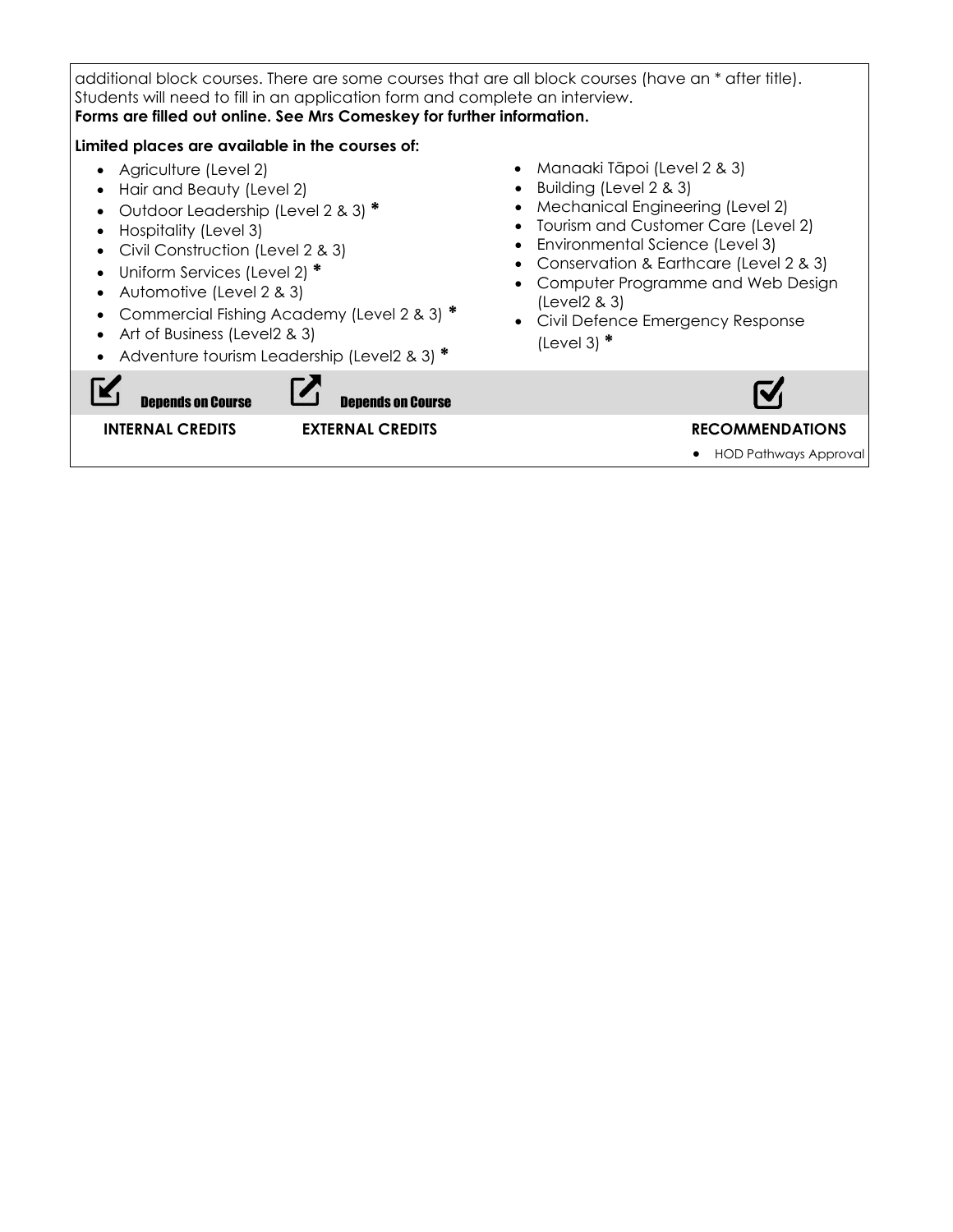additional block courses. There are some courses that are all block courses (have an * after title). Students will need to fill in an application form and complete an interview.
**Forms are filled out online. See Mrs Comeskey for further information.**

**Limited places are available in the courses of:**

- Agriculture (Level 2)
- Hair and Beauty (Level 2)
- Outdoor Leadership (Level 2 & 3) *
- Hospitality (Level 3)
- Civil Construction (Level 2 & 3)
- Uniform Services (Level 2) *
- Automotive (Level 2 & 3)
- Commercial Fishing Academy (Level 2 & 3) *
- Art of Business (Level2 & 3)
- Adventure tourism Leadership (Level2 & 3) *
- Manaaki Tāpoi (Level 2 & 3)
- Building (Level 2 & 3)
- Mechanical Engineering (Level 2)
- Tourism and Customer Care (Level 2)
- Environmental Science (Level 3)
- Conservation & Earthcare (Level 2 & 3)
- Computer Programme and Web Design (Level2 & 3)
- Civil Defence Emergency Response (Level 3) *

| INTERNAL CREDITS | EXTERNAL CREDITS | RECOMMENDATIONS |
| --- | --- | --- |
| Depends on Course | Depends on Course | • HOD Pathways Approval |